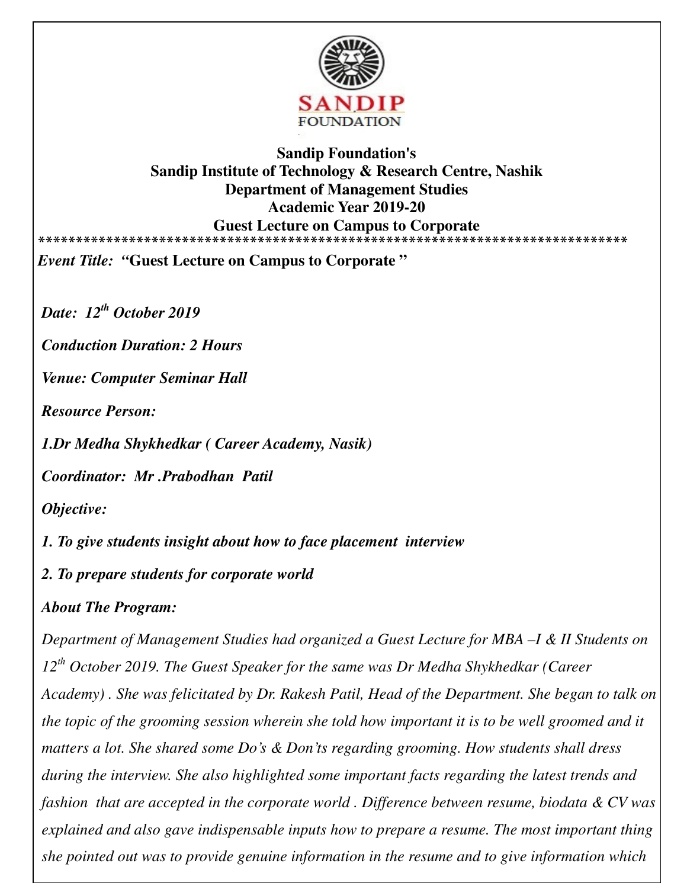# Sandip Foundation's
## Sandip Institute of Technology & Research Centre, Nashik
## Department of Management Studies
## Academic Year 2019-20
## Guest Lecture on Campus to Corporate

*******************************************************************************

*Event Title:* **"Guest Lecture on Campus to Corporate "**

***Date: 12th October 2019***

***Conduction Duration: 2 Hours***

***Venue: Computer Seminar Hall***

***Resource Person:***

***1.Dr Medha Shykhedkar ( Career Academy, Nasik)***

***Coordinator: Mr .Prabodhan Patil***

***Objective:***

***1. To give students insight about how to face placement interview***

***2. To prepare students for corporate world***

***About The Program:***

*Department of Management Studies had organized a Guest Lecture for MBA –I & II Students on 12th October 2019. The Guest Speaker for the same was Dr Medha Shykhedkar (Career Academy) . She was felicitated by Dr. Rakesh Patil, Head of the Department. She began to talk on the topic of the grooming session wherein she told how important it is to be well groomed and it matters a lot. She shared some Do's & Don'ts regarding grooming. How students shall dress during the interview. She also highlighted some important facts regarding the latest trends and fashion that are accepted in the corporate world . Difference between resume, biodata & CV was explained and also gave indispensable inputs how to prepare a resume. The most important thing she pointed out was to provide genuine information in the resume and to give information which*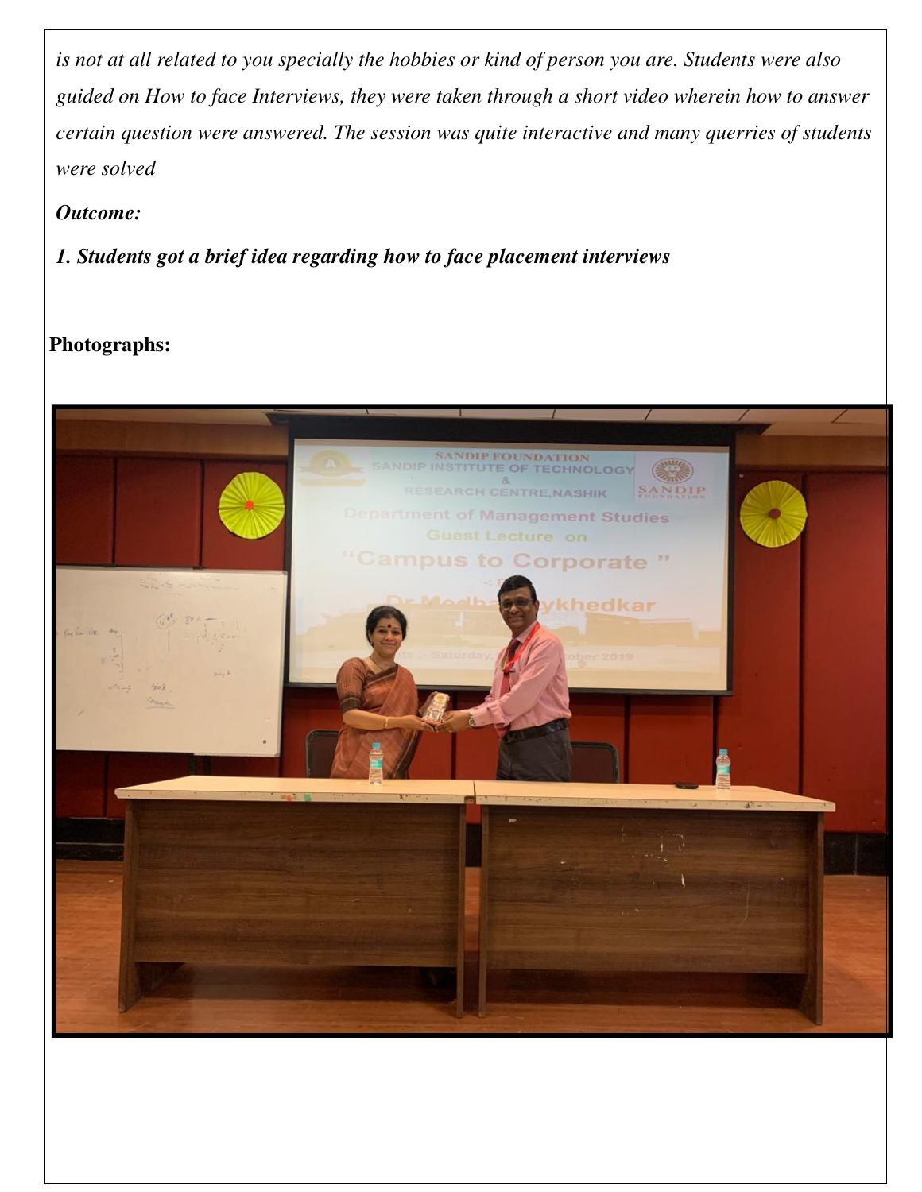*is not at all related to you specially the hobbies or kind of person you are. Students were also guided on How to face Interviews, they were taken through a short video wherein how to answer certain question were answered. The session was quite interactive and many querries of students were solved*

***Outcome:***

***1. Students got a brief idea regarding how to face placement interviews***

**Photographs:**